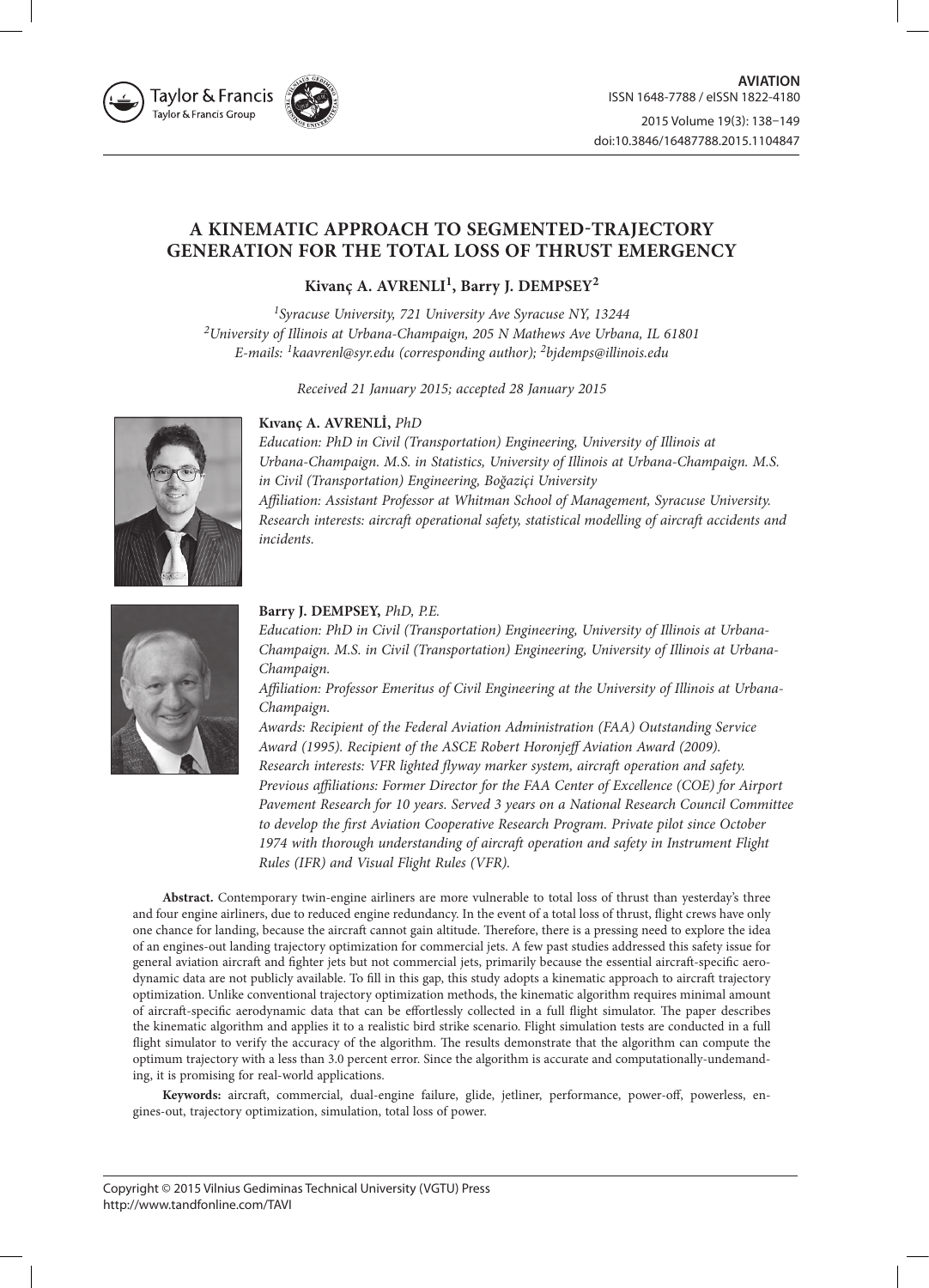# A KINEMATIC APPROACH TO SEGMENTED-TRAJECTORY GENERATION FOR THE TOTAL LOSS OF THRUST EMERGENCY

**Kivanç A. AVRENLI[1], Barry J. DEMPSEY[2]**

*[1]Syracuse University, 721 University Ave Syracuse NY, 13244*
*[2]University of Illinois at Urbana-Champaign, 205 N Mathews Ave Urbana, IL 61801*
*E-mails: [1]kaavrenl@syr.edu (corresponding author); [2]bjdemps@illinois.edu*

*Received 21 January 2015; accepted 28 January 2015*

**Kıvanç A. AVRENLİ,** *PhD*

*Education: PhD in Civil (Transportation) Engineering, University of Illinois at Urbana-Champaign. M.S. in Statistics, University of Illinois at Urbana-Champaign. M.S. in Civil (Transportation) Engineering, Boğaziçi University*
*Affiliation: Assistant Professor at Whitman School of Management, Syracuse University.*
*Research interests: aircraft operational safety, statistical modelling of aircraft accidents and incidents.*

**Barry J. DEMPSEY,** *PhD, P.E.*

*Education: PhD in Civil (Transportation) Engineering, University of Illinois at Urbana-Champaign. M.S. in Civil (Transportation) Engineering, University of Illinois at Urbana-Champaign.*
*Affiliation: Professor Emeritus of Civil Engineering at the University of Illinois at Urbana-Champaign.*
*Awards: Recipient of the Federal Aviation Administration (FAA) Outstanding Service Award (1995). Recipient of the ASCE Robert Horonjeff Aviation Award (2009).*
*Research interests: VFR lighted flyway marker system, aircraft operation and safety.*
*Previous affiliations: Former Director for the FAA Center of Excellence (COE) for Airport Pavement Research for 10 years. Served 3 years on a National Research Council Committee to develop the first Aviation Cooperative Research Program. Private pilot since October 1974 with thorough understanding of aircraft operation and safety in Instrument Flight Rules (IFR) and Visual Flight Rules (VFR).*

**Abstract.** Contemporary twin-engine airliners are more vulnerable to total loss of thrust than yesterday's three and four engine airliners, due to reduced engine redundancy. In the event of a total loss of thrust, flight crews have only one chance for landing, because the aircraft cannot gain altitude. Therefore, there is a pressing need to explore the idea of an engines-out landing trajectory optimization for commercial jets. A few past studies addressed this safety issue for general aviation aircraft and fighter jets but not commercial jets, primarily because the essential aircraft-specific aerodynamic data are not publicly available. To fill in this gap, this study adopts a kinematic approach to aircraft trajectory optimization. Unlike conventional trajectory optimization methods, the kinematic algorithm requires minimal amount of aircraft-specific aerodynamic data that can be effortlessly collected in a full flight simulator. The paper describes the kinematic algorithm and applies it to a realistic bird strike scenario. Flight simulation tests are conducted in a full flight simulator to verify the accuracy of the algorithm. The results demonstrate that the algorithm can compute the optimum trajectory with a less than 3.0 percent error. Since the algorithm is accurate and computationally-undemanding, it is promising for real-world applications.

**Keywords:** aircraft, commercial, dual-engine failure, glide, jetliner, performance, power-off, powerless, engines-out, trajectory optimization, simulation, total loss of power.

Copyright © 2015 Vilnius Gediminas Technical University (VGTU) Press
http://www.tandfonline.com/TAVI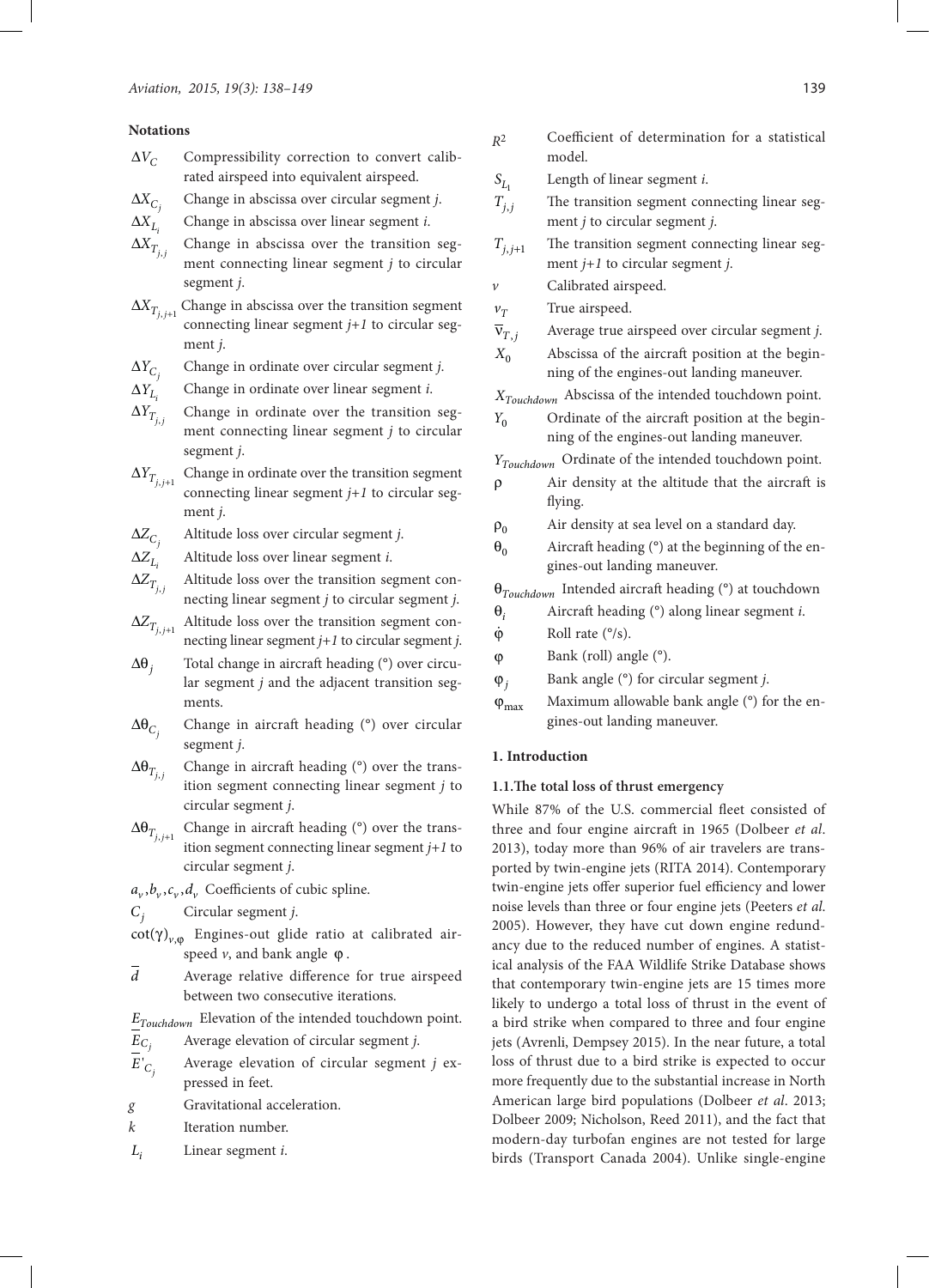## Notations

$\Delta V_C$ Compressibility correction to convert calibrated airspeed into equivalent airspeed.

$\Delta X_{C_j}$ Change in abscissa over circular segment *j*.

$\Delta X_{L_i}$ Change in abscissa over linear segment *i*.

$\Delta X_{T_{j,j}}$ Change in abscissa over the transition segment connecting linear segment *j* to circular segment *j*.

$\Delta X_{T_{j,j+1}}$ Change in abscissa over the transition segment connecting linear segment *j+1* to circular segment *j*.

$\Delta Y_{C_j}$ Change in ordinate over circular segment *j*.

$\Delta Y_{L_i}$ Change in ordinate over linear segment *i*.

$\Delta Y_{T_{j,j}}$ Change in ordinate over the transition segment connecting linear segment *j* to circular segment *j*.

$\Delta Y_{T_{j,j+1}}$ Change in ordinate over the transition segment connecting linear segment *j+1* to circular segment *j*.

$\Delta Z_{C_j}$ Altitude loss over circular segment *j*.

$\Delta Z_{L_i}$ Altitude loss over linear segment *i*.

$\Delta Z_{T_{j,j}}$ Altitude loss over the transition segment connecting linear segment *j* to circular segment *j*.

$\Delta Z_{T_{j,j+1}}$ Altitude loss over the transition segment connecting linear segment *j+1* to circular segment *j*.

$\Delta\theta_j$ Total change in aircraft heading (°) over circular segment *j* and the adjacent transition segments.

$\Delta\theta_{C_j}$ Change in aircraft heading (°) over circular segment *j*.

$\Delta\theta_{T_{j,j}}$ Change in aircraft heading (°) over the transition segment connecting linear segment *j* to circular segment *j*.

$\Delta\theta_{T_{j,j+1}}$ Change in aircraft heading (°) over the transition segment connecting linear segment *j+1* to circular segment *j*.

$a_v, b_v, c_v, d_v$ Coefficients of cubic spline.

$C_j$ Circular segment *j*.

$\cot(\gamma)_{v,\varphi}$ Engines-out glide ratio at calibrated airspeed $v$, and bank angle $\varphi$.

$\bar{d}$ Average relative difference for true airspeed between two consecutive iterations.

$E_{Touchdown}$ Elevation of the intended touchdown point.

$\bar{E}_{C_j}$ Average elevation of circular segment *j*.

$\bar{E}'_{C_j}$ Average elevation of circular segment *j* expressed in feet.

$g$ Gravitational acceleration.

$k$ Iteration number.

$L_i$ Linear segment *i*.

$R^2$ Coefficient of determination for a statistical model.

$S_{L_i}$ Length of linear segment *i*.

$T_{j,j}$ The transition segment connecting linear segment *j* to circular segment *j*.

$T_{j,j+1}$ The transition segment connecting linear segment *j+1* to circular segment *j*.

$v$ Calibrated airspeed.

$v_T$ True airspeed.

$\bar{v}_{T,j}$ Average true airspeed over circular segment *j*.

$X_0$ Abscissa of the aircraft position at the beginning of the engines-out landing maneuver.

$X_{Touchdown}$ Abscissa of the intended touchdown point.

$Y_0$ Ordinate of the aircraft position at the beginning of the engines-out landing maneuver.

$Y_{Touchdown}$ Ordinate of the intended touchdown point.

$\rho$ Air density at the altitude that the aircraft is flying.

$\rho_0$ Air density at sea level on a standard day.

$\theta_0$ Aircraft heading (°) at the beginning of the engines-out landing maneuver.

$\theta_{Touchdown}$ Intended aircraft heading (°) at touchdown

$\theta_i$ Aircraft heading (°) along linear segment *i*.

$\dot{\varphi}$ Roll rate (°/s).

$\varphi$ Bank (roll) angle (°).

$\varphi_j$ Bank angle (°) for circular segment *j*.

$\varphi_{max}$ Maximum allowable bank angle (°) for the engines-out landing maneuver.

## 1. Introduction

### 1.1. The total loss of thrust emergency

While 87% of the U.S. commercial fleet consisted of three and four engine aircraft in 1965 (Dolbeer *et al*. 2013), today more than 96% of air travelers are transported by twin-engine jets (RITA 2014). Contemporary twin-engine jets offer superior fuel efficiency and lower noise levels than three or four engine jets (Peeters *et al.* 2005). However, they have cut down engine redundancy due to the reduced number of engines. A statistical analysis of the FAA Wildlife Strike Database shows that contemporary twin-engine jets are 15 times more likely to undergo a total loss of thrust in the event of a bird strike when compared to three and four engine jets (Avrenli, Dempsey 2015). In the near future, a total loss of thrust due to a bird strike is expected to occur more frequently due to the substantial increase in North American large bird populations (Dolbeer *et al*. 2013; Dolbeer 2009; Nicholson, Reed 2011), and the fact that modern-day turbofan engines are not tested for large birds (Transport Canada 2004). Unlike single-engine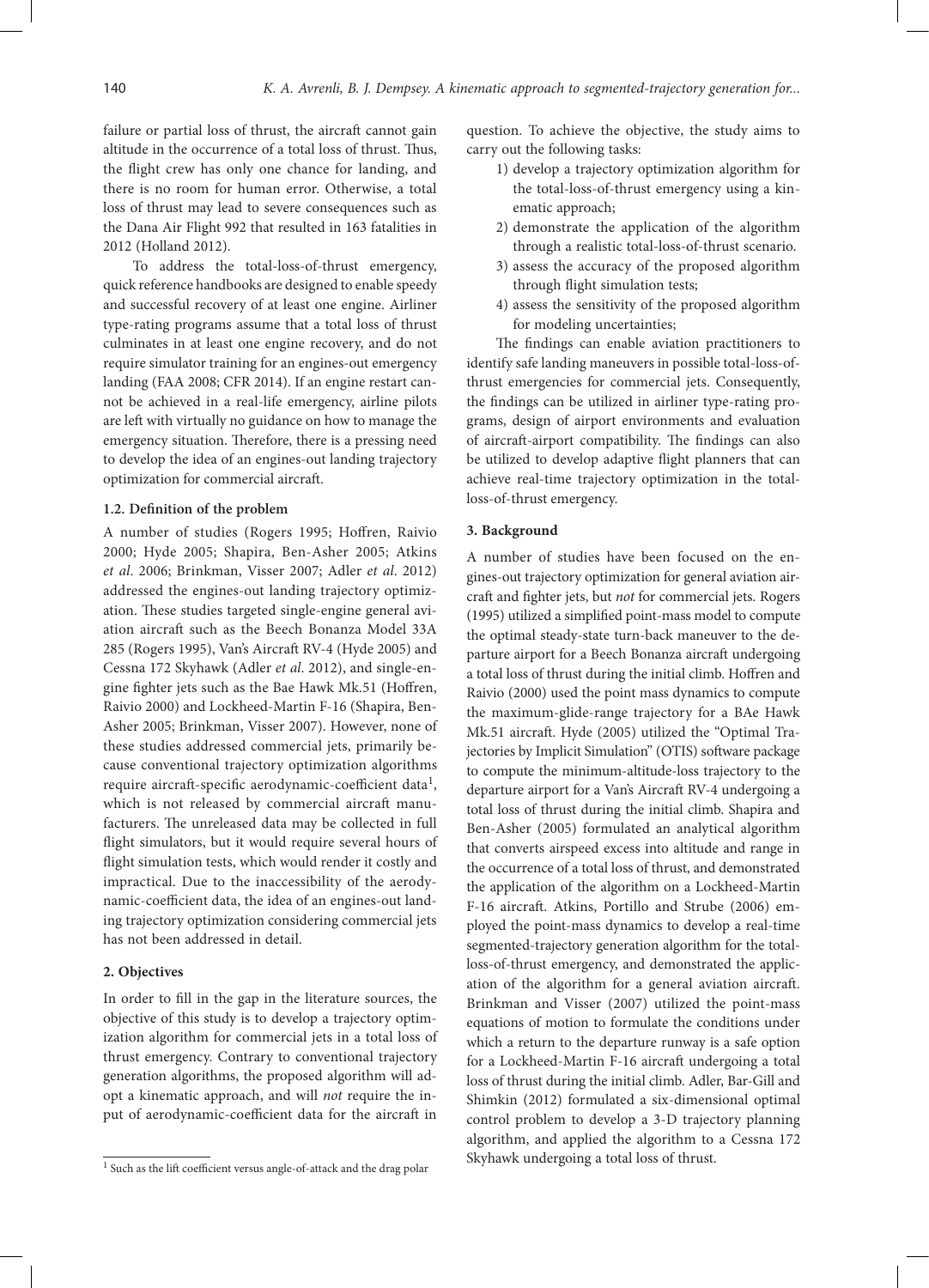failure or partial loss of thrust, the aircraft cannot gain altitude in the occurrence of a total loss of thrust. Thus, the flight crew has only one chance for landing, and there is no room for human error. Otherwise, a total loss of thrust may lead to severe consequences such as the Dana Air Flight 992 that resulted in 163 fatalities in 2012 (Holland 2012).

To address the total-loss-of-thrust emergency, quick reference handbooks are designed to enable speedy and successful recovery of at least one engine. Airliner type-rating programs assume that a total loss of thrust culminates in at least one engine recovery, and do not require simulator training for an engines-out emergency landing (FAA 2008; CFR 2014). If an engine restart cannot be achieved in a real-life emergency, airline pilots are left with virtually no guidance on how to manage the emergency situation. Therefore, there is a pressing need to develop the idea of an engines-out landing trajectory optimization for commercial aircraft.

### 1.2. Definition of the problem

A number of studies (Rogers 1995; Hoffren, Raivio 2000; Hyde 2005; Shapira, Ben-Asher 2005; Atkins *et al*. 2006; Brinkman, Visser 2007; Adler *et al*. 2012) addressed the engines-out landing trajectory optimization. These studies targeted single-engine general aviation aircraft such as the Beech Bonanza Model 33A 285 (Rogers 1995), Van's Aircraft RV-4 (Hyde 2005) and Cessna 172 Skyhawk (Adler *et al*. 2012), and single-engine fighter jets such as the Bae Hawk Mk.51 (Hoffren, Raivio 2000) and Lockheed-Martin F-16 (Shapira, Ben-Asher 2005; Brinkman, Visser 2007). However, none of these studies addressed commercial jets, primarily because conventional trajectory optimization algorithms require aircraft-specific aerodynamic-coefficient data[1], which is not released by commercial aircraft manufacturers. The unreleased data may be collected in full flight simulators, but it would require several hours of flight simulation tests, which would render it costly and impractical. Due to the inaccessibility of the aerodynamic-coefficient data, the idea of an engines-out landing trajectory optimization considering commercial jets has not been addressed in detail.

## 2. Objectives

In order to fill in the gap in the literature sources, the objective of this study is to develop a trajectory optimization algorithm for commercial jets in a total loss of thrust emergency. Contrary to conventional trajectory generation algorithms, the proposed algorithm will adopt a kinematic approach, and will *not* require the input of aerodynamic-coefficient data for the aircraft in question. To achieve the objective, the study aims to carry out the following tasks:

1) develop a trajectory optimization algorithm for the total-loss-of-thrust emergency using a kinematic approach;
2) demonstrate the application of the algorithm through a realistic total-loss-of-thrust scenario.
3) assess the accuracy of the proposed algorithm through flight simulation tests;
4) assess the sensitivity of the proposed algorithm for modeling uncertainties;

The findings can enable aviation practitioners to identify safe landing maneuvers in possible total-loss-of-thrust emergencies for commercial jets. Consequently, the findings can be utilized in airliner type-rating programs, design of airport environments and evaluation of aircraft-airport compatibility. The findings can also be utilized to develop adaptive flight planners that can achieve real-time trajectory optimization in the total-loss-of-thrust emergency.

## 3. Background

A number of studies have been focused on the engines-out trajectory optimization for general aviation aircraft and fighter jets, but *not* for commercial jets. Rogers (1995) utilized a simplified point-mass model to compute the optimal steady-state turn-back maneuver to the departure airport for a Beech Bonanza aircraft undergoing a total loss of thrust during the initial climb. Hoffren and Raivio (2000) used the point mass dynamics to compute the maximum-glide-range trajectory for a BAe Hawk Mk.51 aircraft. Hyde (2005) utilized the "Optimal Trajectories by Implicit Simulation" (OTIS) software package to compute the minimum-altitude-loss trajectory to the departure airport for a Van's Aircraft RV-4 undergoing a total loss of thrust during the initial climb. Shapira and Ben-Asher (2005) formulated an analytical algorithm that converts airspeed excess into altitude and range in the occurrence of a total loss of thrust, and demonstrated the application of the algorithm on a Lockheed-Martin F-16 aircraft. Atkins, Portillo and Strube (2006) employed the point-mass dynamics to develop a real-time segmented-trajectory generation algorithm for the total-loss-of-thrust emergency, and demonstrated the application of the algorithm for a general aviation aircraft. Brinkman and Visser (2007) utilized the point-mass equations of motion to formulate the conditions under which a return to the departure runway is a safe option for a Lockheed-Martin F-16 aircraft undergoing a total loss of thrust during the initial climb. Adler, Bar-Gill and Shimkin (2012) formulated a six-dimensional optimal control problem to develop a 3-D trajectory planning algorithm, and applied the algorithm to a Cessna 172 Skyhawk undergoing a total loss of thrust.

[1] Such as the lift coefficient versus angle-of-attack and the drag polar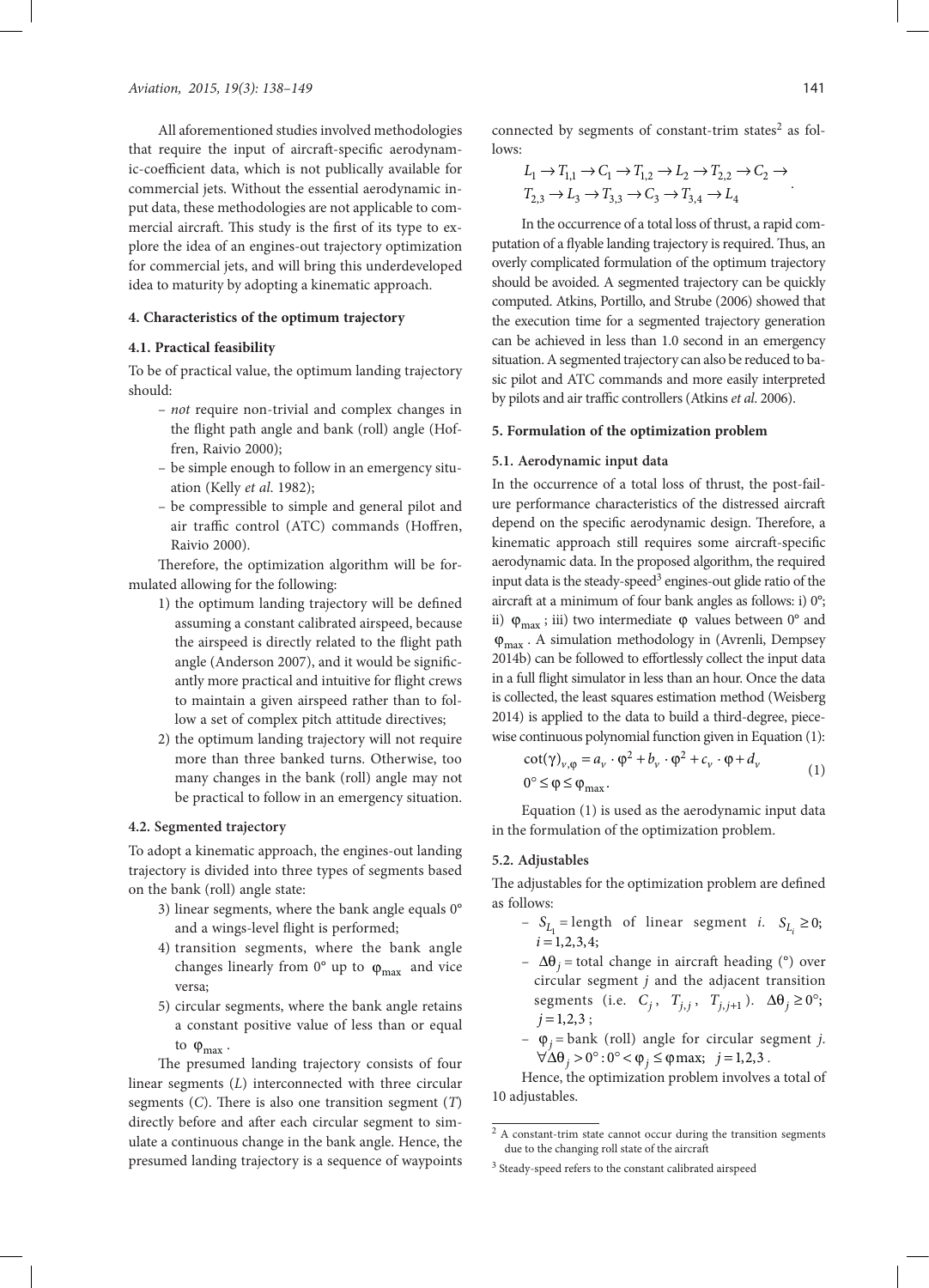All aforementioned studies involved methodologies that require the input of aircraft-specific aerodynamic-coefficient data, which is not publically available for commercial jets. Without the essential aerodynamic input data, these methodologies are not applicable to commercial aircraft. This study is the first of its type to explore the idea of an engines-out trajectory optimization for commercial jets, and will bring this underdeveloped idea to maturity by adopting a kinematic approach.

### 4. Characteristics of the optimum trajectory

#### 4.1. Practical feasibility

To be of practical value, the optimum landing trajectory should:

- *not* require non-trivial and complex changes in the flight path angle and bank (roll) angle (Hoffren, Raivio 2000);
- be simple enough to follow in an emergency situation (Kelly *et al.* 1982);
- be compressible to simple and general pilot and air traffic control (ATC) commands (Hoffren, Raivio 2000).

Therefore, the optimization algorithm will be formulated allowing for the following:

1) the optimum landing trajectory will be defined assuming a constant calibrated airspeed, because the airspeed is directly related to the flight path angle (Anderson 2007), and it would be significantly more practical and intuitive for flight crews to maintain a given airspeed rather than to follow a set of complex pitch attitude directives;
2) the optimum landing trajectory will not require more than three banked turns. Otherwise, too many changes in the bank (roll) angle may not be practical to follow in an emergency situation.

#### 4.2. Segmented trajectory

To adopt a kinematic approach, the engines-out landing trajectory is divided into three types of segments based on the bank (roll) angle state:

3) linear segments, where the bank angle equals 0° and a wings-level flight is performed;
4) transition segments, where the bank angle changes linearly from 0° up to $\varphi_{max}$ and vice versa;
5) circular segments, where the bank angle retains a constant positive value of less than or equal to $\varphi_{max}$.

The presumed landing trajectory consists of four linear segments ($L$) interconnected with three circular segments ($C$). There is also one transition segment ($T$) directly before and after each circular segment to simulate a continuous change in the bank angle. Hence, the presumed landing trajectory is a sequence of waypoints connected by segments of constant-trim states[2] as follows:

$$L_1 \rightarrow T_{1,1} \rightarrow C_1 \rightarrow T_{1,2} \rightarrow L_2 \rightarrow T_{2,2} \rightarrow C_2 \rightarrow T_{2,3} \rightarrow L_3 \rightarrow T_{3,3} \rightarrow C_3 \rightarrow T_{3,4} \rightarrow L_4.$$

In the occurrence of a total loss of thrust, a rapid computation of a flyable landing trajectory is required. Thus, an overly complicated formulation of the optimum trajectory should be avoided. A segmented trajectory can be quickly computed. Atkins, Portillo, and Strube (2006) showed that the execution time for a segmented trajectory generation can be achieved in less than 1.0 second in an emergency situation. A segmented trajectory can also be reduced to basic pilot and ATC commands and more easily interpreted by pilots and air traffic controllers (Atkins *et al.* 2006).

### 5. Formulation of the optimization problem

#### 5.1. Aerodynamic input data

In the occurrence of a total loss of thrust, the post-failure performance characteristics of the distressed aircraft depend on the specific aerodynamic design. Therefore, a kinematic approach still requires some aircraft-specific aerodynamic data. In the proposed algorithm, the required input data is the steady-speed[3] engines-out glide ratio of the aircraft at a minimum of four bank angles as follows: i) 0°; ii) $\varphi_{max}$; iii) two intermediate $\varphi$ values between 0° and $\varphi_{max}$. A simulation methodology in (Avrenli, Dempsey 2014b) can be followed to effortlessly collect the input data in a full flight simulator in less than an hour. Once the data is collected, the least squares estimation method (Weisberg 2014) is applied to the data to build a third-degree, piecewise continuous polynomial function given in Equation (1):

$$\cot(\gamma)_{v,\varphi} = a_v \cdot \varphi^2 + b_v \cdot \varphi^2 + c_v \cdot \varphi + d_v \qquad (1)$$
$$0° \le \varphi \le \varphi_{max}.$$

Equation (1) is used as the aerodynamic input data in the formulation of the optimization problem.

#### 5.2. Adjustables

The adjustables for the optimization problem are defined as follows:

- $S_{L_1}$ = length of linear segment $i$. $S_{L_i} \ge 0$; $i = 1,2,3,4$;
- $\Delta\theta_j$ = total change in aircraft heading (°) over circular segment $j$ and the adjacent transition segments (i.e. $C_j$, $T_{j,j}$, $T_{j,j+1}$). $\Delta\theta_j \ge 0°$; $j = 1,2,3$;
- $\varphi_j$ = bank (roll) angle for circular segment $j$. $\forall \Delta\theta_j > 0° : 0° < \varphi_j \le \varphi\text{max}$; $j = 1,2,3$.

Hence, the optimization problem involves a total of 10 adjustables.

[2] A constant-trim state cannot occur during the transition segments due to the changing roll state of the aircraft

[3] Steady-speed refers to the constant calibrated airspeed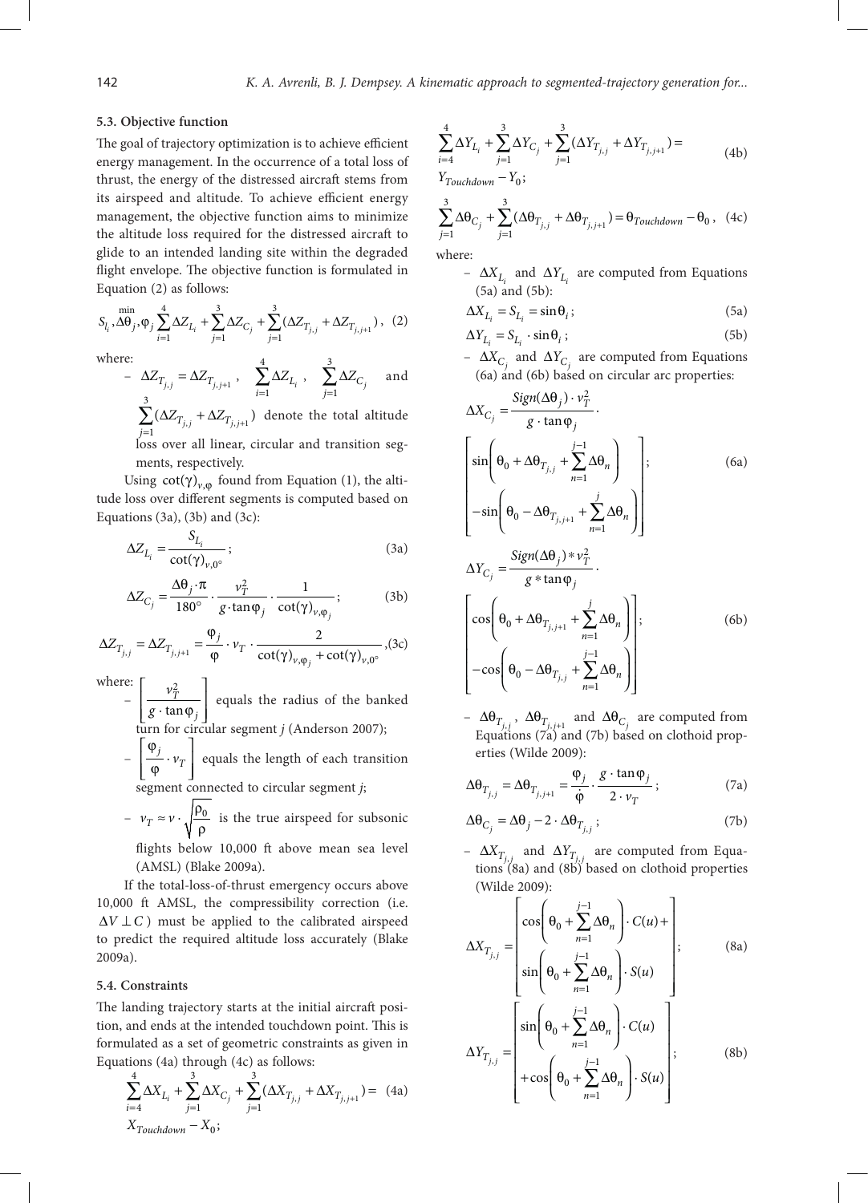### 5.3. Objective function

The goal of trajectory optimization is to achieve efficient energy management. In the occurrence of a total loss of thrust, the energy of the distressed aircraft stems from its airspeed and altitude. To achieve efficient energy management, the objective function aims to minimize the altitude loss required for the distressed aircraft to glide to an intended landing site within the degraded flight envelope. The objective function is formulated in Equation (2) as follows:

$$\min_{S_{l_i},\Delta\theta_j,\varphi_j} \sum_{i=1}^{4}\Delta Z_{L_i} + \sum_{j=1}^{3}\Delta Z_{C_j} + \sum_{j=1}^{3}(\Delta Z_{T_{j,j}} + \Delta Z_{T_{j,j+1}}), \quad (2)$$

where:

– $\Delta Z_{T_{j,j}} = \Delta Z_{T_{j,j+1}}$, $\sum_{i=1}^{4}\Delta Z_{L_i}$, $\sum_{j=1}^{3}\Delta Z_{C_j}$ and $\sum_{j=1}^{3}(\Delta Z_{T_{j,j}} + \Delta Z_{T_{j,j+1}})$ denote the total altitude loss over all linear, circular and transition segments, respectively.

Using $\cot(\gamma)_{v,\varphi}$ found from Equation (1), the altitude loss over different segments is computed based on Equations (3a), (3b) and (3c):

$$\Delta Z_{L_i} = \frac{S_{L_i}}{\cot(\gamma)_{v,0^\circ}}; \quad (3a)$$

$$\Delta Z_{C_j} = \frac{\Delta\theta_j \cdot \pi}{180^\circ} \cdot \frac{v_T^2}{g \cdot \tan\varphi_j} \cdot \frac{1}{\cot(\gamma)_{v,\varphi_j}}; \quad (3b)$$

$$\Delta Z_{T_{j,j}} = \Delta Z_{T_{j,j+1}} = \frac{\varphi_j}{\dot{\varphi}} \cdot v_T \cdot \frac{2}{\cot(\gamma)_{v,\varphi_j} + \cot(\gamma)_{v,0^\circ}}, \quad (3c)$$

where:

– $\left[\frac{v_T^2}{g \cdot \tan\varphi_j}\right]$ equals the radius of the banked turn for circular segment $j$ (Anderson 2007);

– $\left[\frac{\varphi_j}{\dot{\varphi}} \cdot v_T\right]$ equals the length of each transition segment connected to circular segment $j$;

– $v_T \approx v \cdot \sqrt{\frac{\rho_0}{\rho}}$ is the true airspeed for subsonic flights below 10,000 ft above mean sea level (AMSL) (Blake 2009a).

If the total-loss-of-thrust emergency occurs above 10,000 ft AMSL, the compressibility correction (i.e. $\Delta V \perp C$) must be applied to the calibrated airspeed to predict the required altitude loss accurately (Blake 2009a).

### 5.4. Constraints

The landing trajectory starts at the initial aircraft position, and ends at the intended touchdown point. This is formulated as a set of geometric constraints as given in Equations (4a) through (4c) as follows:

$$\sum_{i=4}^{4}\Delta X_{L_i} + \sum_{j=1}^{3}\Delta X_{C_j} + \sum_{j=1}^{3}(\Delta X_{T_{j,j}} + \Delta X_{T_{j,j+1}}) = X_{Touchdown} - X_0; \quad (4a)$$

$$\sum_{i=4}^{4}\Delta Y_{L_i} + \sum_{j=1}^{3}\Delta Y_{C_j} + \sum_{j=1}^{3}(\Delta Y_{T_{j,j}} + \Delta Y_{T_{j,j+1}}) = Y_{Touchdown} - Y_0; \quad (4b)$$

$$\sum_{j=1}^{3}\Delta\theta_{C_j} + \sum_{j=1}^{3}(\Delta\theta_{T_{j,j}} + \Delta\theta_{T_{j,j+1}}) = \theta_{Touchdown} - \theta_0, \quad (4c)$$

where:

– $\Delta X_{L_i}$ and $\Delta Y_{L_i}$ are computed from Equations (5a) and (5b):

$$\Delta X_{L_i} = S_{L_i} = \sin\theta_i; \quad (5a)$$

$$\Delta Y_{L_i} = S_{L_i} \cdot \sin\theta_i; \quad (5b)$$

– $\Delta X_{C_j}$ and $\Delta Y_{C_j}$ are computed from Equations (6a) and (6b) based on circular arc properties:

$$\Delta X_{C_j} = \frac{Sign(\Delta\theta_j) \cdot v_T^2}{g \cdot \tan\varphi_j} \cdot \left[\sin\left(\theta_0 + \Delta\theta_{T_{j,j}} + \sum_{n=1}^{j-1}\Delta\theta_n\right) - \sin\left(\theta_0 - \Delta\theta_{T_{j,j+1}} + \sum_{n=1}^{j}\Delta\theta_n\right)\right]; \quad (6a)$$

$$\Delta Y_{C_j} = \frac{Sign(\Delta\theta_j) * v_T^2}{g * \tan\varphi_j} \cdot \left[\cos\left(\theta_0 + \Delta\theta_{T_{j,j+1}} + \sum_{n=1}^{j}\Delta\theta_n\right) - \cos\left(\theta_0 - \Delta\theta_{T_{j,j}} + \sum_{n=1}^{j-1}\Delta\theta_n\right)\right]; \quad (6b)$$

– $\Delta\theta_{T_{j,j}}$, $\Delta\theta_{T_{j,j+1}}$ and $\Delta\theta_{C_j}$ are computed from Equations (7a) and (7b) based on clothoid properties (Wilde 2009):

$$\Delta\theta_{T_{j,j}} = \Delta\theta_{T_{j,j+1}} = \frac{\varphi_j}{\dot{\varphi}} \cdot \frac{g \cdot \tan\varphi_j}{2 \cdot v_T}; \quad (7a)$$

$$\Delta\theta_{C_j} = \Delta\theta_j - 2 \cdot \Delta\theta_{T_{j,j}}; \quad (7b)$$

– $\Delta X_{T_{j,j}}$ and $\Delta Y_{T_{j,j}}$ are computed from Equations (8a) and (8b) based on clothoid properties (Wilde 2009):

$$\Delta X_{T_{j,j}} = \left[\cos\left(\theta_0 + \sum_{n=1}^{j-1}\Delta\theta_n\right) \cdot C(u) + \sin\left(\theta_0 + \sum_{n=1}^{j-1}\Delta\theta_n\right) \cdot S(u)\right]; \quad (8a)$$

$$\Delta Y_{T_{j,j}} = \left[\sin\left(\theta_0 + \sum_{n=1}^{j-1}\Delta\theta_n\right) \cdot C(u) + \cos\left(\theta_0 + \sum_{n=1}^{j-1}\Delta\theta_n\right) \cdot S(u)\right]; \quad (8b)$$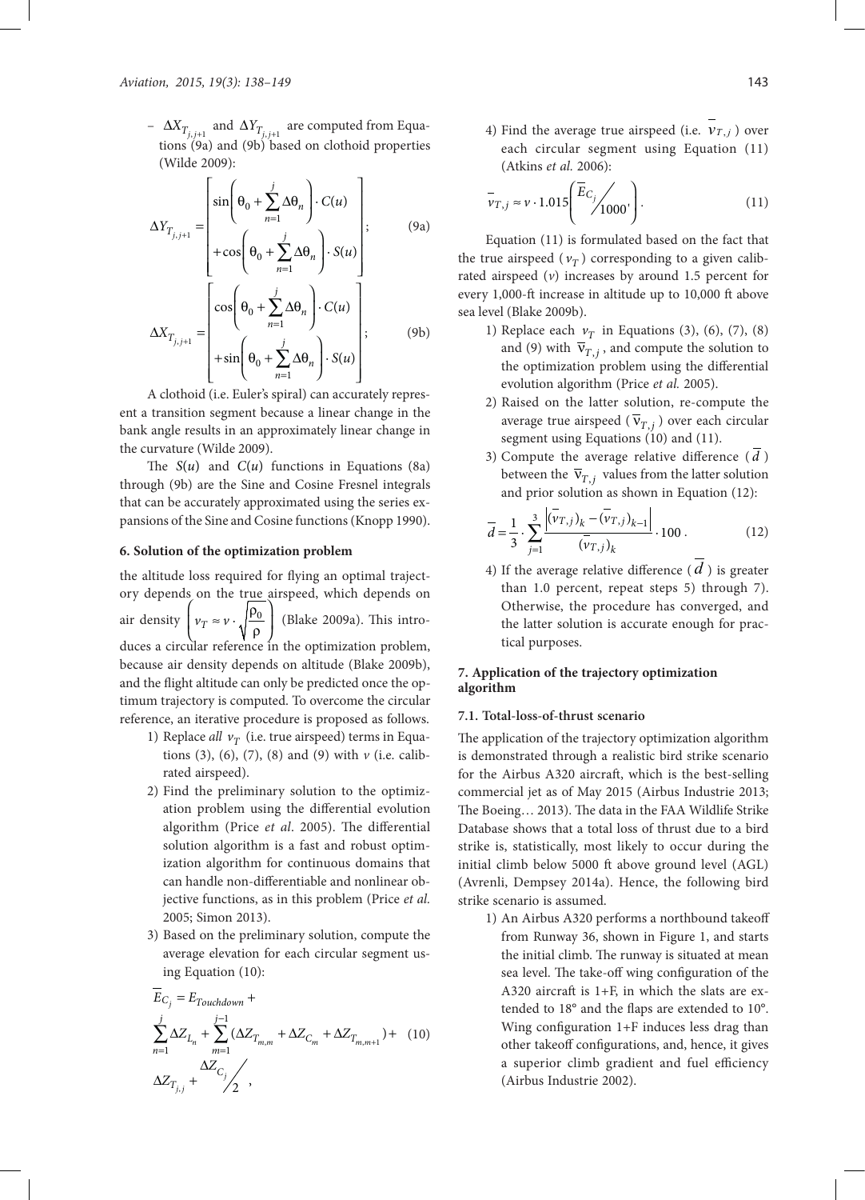– $\Delta X_{T_{j,j+1}}$ and $\Delta Y_{T_{j,j+1}}$ are computed from Equations (9a) and (9b) based on clothoid properties (Wilde 2009):

$$\Delta Y_{T_{j,j+1}} = \begin{bmatrix} \sin\left(\theta_0 + \sum_{n=1}^{j} \Delta\theta_n\right) \cdot C(u) \\ + \cos\left(\theta_0 + \sum_{n=1}^{j} \Delta\theta_n\right) \cdot S(u) \end{bmatrix}; \qquad (9a)$$

$$\Delta X_{T_{j,j+1}} = \begin{bmatrix} \cos\left(\theta_0 + \sum_{n=1}^{j} \Delta\theta_n\right) \cdot C(u) \\ + \sin\left(\theta_0 + \sum_{n=1}^{j} \Delta\theta_n\right) \cdot S(u) \end{bmatrix}; \qquad (9b)$$

A clothoid (i.e. Euler's spiral) can accurately represent a transition segment because a linear change in the bank angle results in an approximately linear change in the curvature (Wilde 2009).

The $S(u)$ and $C(u)$ functions in Equations (8a) through (9b) are the Sine and Cosine Fresnel integrals that can be accurately approximated using the series expansions of the Sine and Cosine functions (Knopp 1990).

#### 6. Solution of the optimization problem

the altitude loss required for flying an optimal trajectory depends on the true airspeed, which depends on air density $\left(v_T \approx v \cdot \sqrt{\frac{\rho_0}{\rho}}\right)$ (Blake 2009a). This introduces a circular reference in the optimization problem, because air density depends on altitude (Blake 2009b), and the flight altitude can only be predicted once the optimum trajectory is computed. To overcome the circular reference, an iterative procedure is proposed as follows.

1) Replace *all* $v_T$ (i.e. true airspeed) terms in Equations (3), (6), (7), (8) and (9) with $v$ (i.e. calibrated airspeed).
2) Find the preliminary solution to the optimization problem using the differential evolution algorithm (Price *et al*. 2005). The differential solution algorithm is a fast and robust optimization algorithm for continuous domains that can handle non-differentiable and nonlinear objective functions, as in this problem (Price *et al.* 2005; Simon 2013).
3) Based on the preliminary solution, compute the average elevation for each circular segment using Equation (10):

$$\bar{E}_{C_j} = E_{Touchdown} + \sum_{n=1}^{j} \Delta Z_{L_n} + \sum_{m=1}^{j-1} (\Delta Z_{T_{m,m}} + \Delta Z_{C_m} + \Delta Z_{T_{m,m+1}}) + \Delta Z_{T_{j,j}} + \frac{\Delta Z_{C_j}}{2}, \qquad (10)$$

4) Find the average true airspeed (i.e. $\bar{v}_{T,j}$) over each circular segment using Equation (11) (Atkins *et al.* 2006):

$$\bar{v}_{T,j} \approx v \cdot 1.015^{\left(\bar{E}_{C_j} / 1000'\right)}. \qquad (11)$$

Equation (11) is formulated based on the fact that the true airspeed ($v_T$) corresponding to a given calibrated airspeed ($v$) increases by around 1.5 percent for every 1,000-ft increase in altitude up to 10,000 ft above sea level (Blake 2009b).

1) Replace each $v_T$ in Equations (3), (6), (7), (8) and (9) with $\bar{v}_{T,j}$, and compute the solution to the optimization problem using the differential evolution algorithm (Price *et al.* 2005).
2) Raised on the latter solution, re-compute the average true airspeed ($\bar{v}_{T,j}$) over each circular segment using Equations (10) and (11).
3) Compute the average relative difference ($\bar{d}$) between the $\bar{v}_{T,j}$ values from the latter solution and prior solution as shown in Equation (12):

$$\bar{d} = \frac{1}{3} \cdot \sum_{j=1}^{3} \frac{\left|(\bar{v}_{T,j})_k - (\bar{v}_{T,j})_{k-1}\right|}{(\bar{v}_{T,j})_k} \cdot 100. \qquad (12)$$

4) If the average relative difference ($\bar{d}$) is greater than 1.0 percent, repeat steps 5) through 7). Otherwise, the procedure has converged, and the latter solution is accurate enough for practical purposes.

#### 7. Application of the trajectory optimization algorithm

##### 7.1. Total-loss-of-thrust scenario

The application of the trajectory optimization algorithm is demonstrated through a realistic bird strike scenario for the Airbus A320 aircraft, which is the best-selling commercial jet as of May 2015 (Airbus Industrie 2013; The Boeing… 2013). The data in the FAA Wildlife Strike Database shows that a total loss of thrust due to a bird strike is, statistically, most likely to occur during the initial climb below 5000 ft above ground level (AGL) (Avrenli, Dempsey 2014a). Hence, the following bird strike scenario is assumed.

1) An Airbus A320 performs a northbound takeoff from Runway 36, shown in Figure 1, and starts the initial climb. The runway is situated at mean sea level. The take-off wing configuration of the A320 aircraft is 1+F, in which the slats are extended to 18° and the flaps are extended to 10°. Wing configuration 1+F induces less drag than other takeoff configurations, and, hence, it gives a superior climb gradient and fuel efficiency (Airbus Industrie 2002).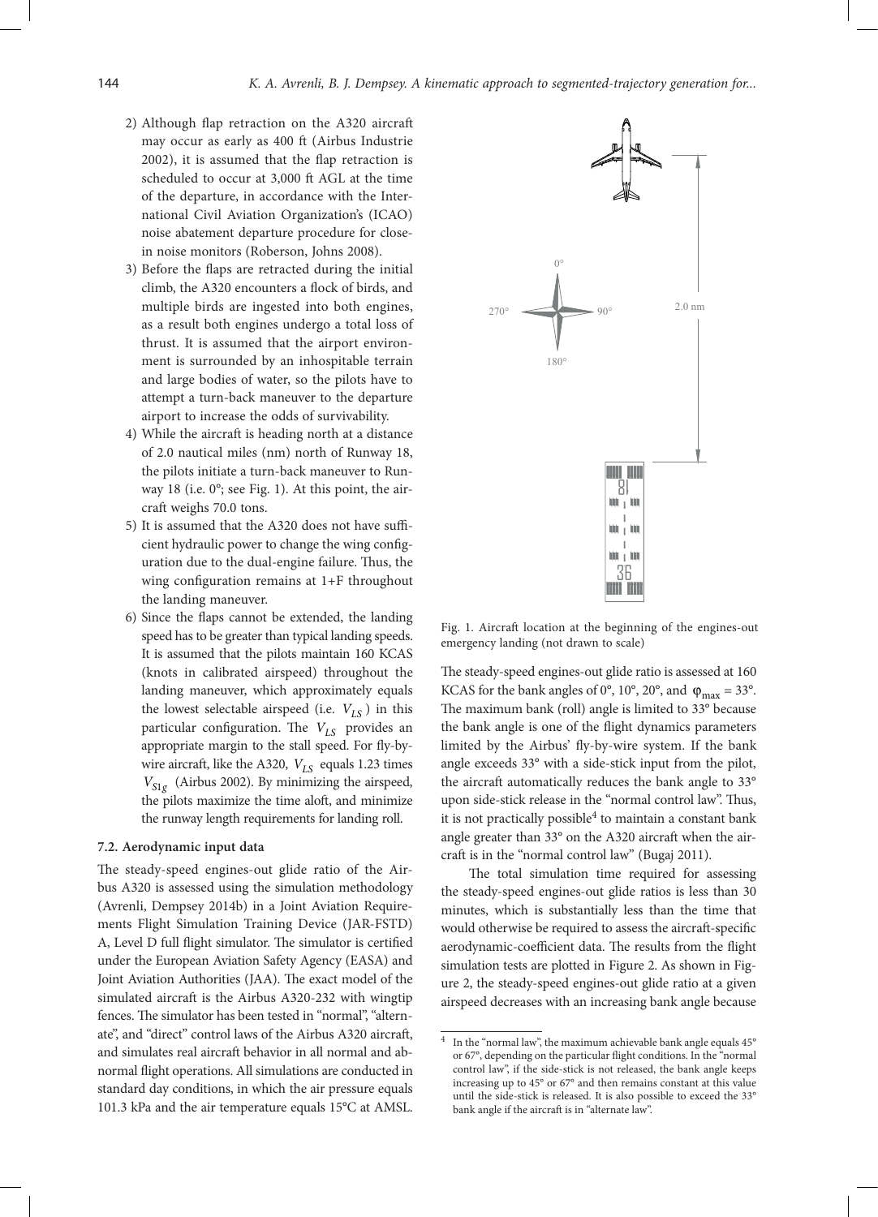2) Although flap retraction on the A320 aircraft may occur as early as 400 ft (Airbus Industrie 2002), it is assumed that the flap retraction is scheduled to occur at 3,000 ft AGL at the time of the departure, in accordance with the International Civil Aviation Organization's (ICAO) noise abatement departure procedure for close-in noise monitors (Roberson, Johns 2008).
3) Before the flaps are retracted during the initial climb, the A320 encounters a flock of birds, and multiple birds are ingested into both engines, as a result both engines undergo a total loss of thrust. It is assumed that the airport environment is surrounded by an inhospitable terrain and large bodies of water, so the pilots have to attempt a turn-back maneuver to the departure airport to increase the odds of survivability.
4) While the aircraft is heading north at a distance of 2.0 nautical miles (nm) north of Runway 18, the pilots initiate a turn-back maneuver to Runway 18 (i.e. 0°; see Fig. 1). At this point, the aircraft weighs 70.0 tons.
5) It is assumed that the A320 does not have sufficient hydraulic power to change the wing configuration due to the dual-engine failure. Thus, the wing configuration remains at 1+F throughout the landing maneuver.
6) Since the flaps cannot be extended, the landing speed has to be greater than typical landing speeds. It is assumed that the pilots maintain 160 KCAS (knots in calibrated airspeed) throughout the landing maneuver, which approximately equals the lowest selectable airspeed (i.e. $V_{LS}$) in this particular configuration. The $V_{LS}$ provides an appropriate margin to the stall speed. For fly-by-wire aircraft, like the A320, $V_{LS}$ equals 1.23 times $V_{S1g}$ (Airbus 2002). By minimizing the airspeed, the pilots maximize the time aloft, and minimize the runway length requirements for landing roll.

### 7.2. Aerodynamic input data

The steady-speed engines-out glide ratio of the Airbus A320 is assessed using the simulation methodology (Avrenli, Dempsey 2014b) in a Joint Aviation Requirements Flight Simulation Training Device (JAR-FSTD) A, Level D full flight simulator. The simulator is certified under the European Aviation Safety Agency (EASA) and Joint Aviation Authorities (JAA). The exact model of the simulated aircraft is the Airbus A320-232 with wingtip fences. The simulator has been tested in "normal", "alternate", and "direct" control laws of the Airbus A320 aircraft, and simulates real aircraft behavior in all normal and abnormal flight operations. All simulations are conducted in standard day conditions, in which the air pressure equals 101.3 kPa and the air temperature equals 15°C at AMSL.

Fig. 1. Aircraft location at the beginning of the engines-out emergency landing (not drawn to scale)

The steady-speed engines-out glide ratio is assessed at 160 KCAS for the bank angles of 0°, 10°, 20°, and $\varphi_{max} = 33°$. The maximum bank (roll) angle is limited to 33° because the bank angle is one of the flight dynamics parameters limited by the Airbus' fly-by-wire system. If the bank angle exceeds 33° with a side-stick input from the pilot, the aircraft automatically reduces the bank angle to 33° upon side-stick release in the "normal control law". Thus, it is not practically possible[4] to maintain a constant bank angle greater than 33° on the A320 aircraft when the aircraft is in the "normal control law" (Bugaj 2011).

The total simulation time required for assessing the steady-speed engines-out glide ratios is less than 30 minutes, which is substantially less than the time that would otherwise be required to assess the aircraft-specific aerodynamic-coefficient data. The results from the flight simulation tests are plotted in Figure 2. As shown in Figure 2, the steady-speed engines-out glide ratio at a given airspeed decreases with an increasing bank angle because

[4] In the "normal law", the maximum achievable bank angle equals 45° or 67°, depending on the particular flight conditions. In the "normal control law", if the side-stick is not released, the bank angle keeps increasing up to 45° or 67° and then remains constant at this value until the side-stick is released. It is also possible to exceed the 33° bank angle if the aircraft is in "alternate law".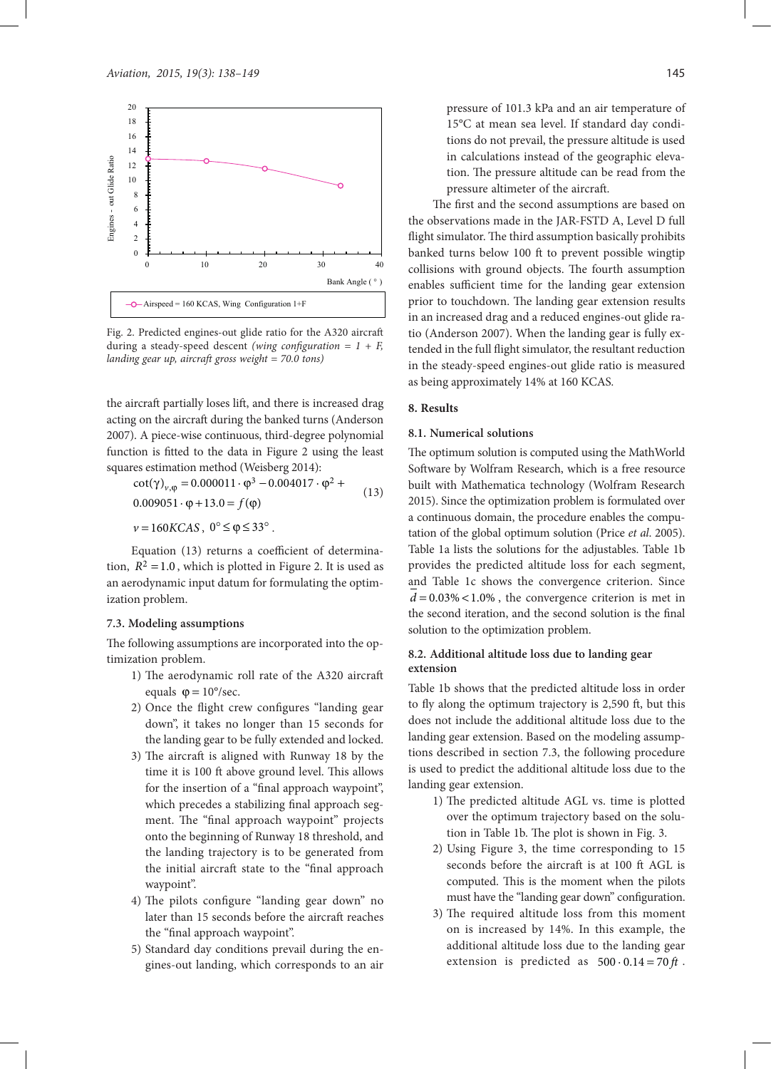Fig. 2. Predicted engines-out glide ratio for the A320 aircraft during a steady-speed descent *(wing configuration = 1 + F, landing gear up, aircraft gross weight = 70.0 tons)*

the aircraft partially loses lift, and there is increased drag acting on the aircraft during the banked turns (Anderson 2007). A piece-wise continuous, third-degree polynomial function is fitted to the data in Figure 2 using the least squares estimation method (Weisberg 2014):

$$\cot(\gamma)_{v,\varphi} = 0.000011 \cdot \varphi^3 - 0.004017 \cdot \varphi^2 + 0.009051 \cdot \varphi + 13.0 = f(\varphi) \quad (13)$$

$$v = 160KCAS, \ 0° \leq \varphi \leq 33°.$$

Equation (13) returns a coefficient of determination, $R^2 = 1.0$, which is plotted in Figure 2. It is used as an aerodynamic input datum for formulating the optimization problem.

### 7.3. Modeling assumptions

The following assumptions are incorporated into the optimization problem.

1) The aerodynamic roll rate of the A320 aircraft equals $\dot{\varphi} = 10°/\text{sec}$.
2) Once the flight crew configures "landing gear down", it takes no longer than 15 seconds for the landing gear to be fully extended and locked.
3) The aircraft is aligned with Runway 18 by the time it is 100 ft above ground level. This allows for the insertion of a "final approach waypoint", which precedes a stabilizing final approach segment. The "final approach waypoint" projects onto the beginning of Runway 18 threshold, and the landing trajectory is to be generated from the initial aircraft state to the "final approach waypoint".
4) The pilots configure "landing gear down" no later than 15 seconds before the aircraft reaches the "final approach waypoint".
5) Standard day conditions prevail during the engines-out landing, which corresponds to an air pressure of 101.3 kPa and an air temperature of 15°C at mean sea level. If standard day conditions do not prevail, the pressure altitude is used in calculations instead of the geographic elevation. The pressure altitude can be read from the pressure altimeter of the aircraft.

The first and the second assumptions are based on the observations made in the JAR-FSTD A, Level D full flight simulator. The third assumption basically prohibits banked turns below 100 ft to prevent possible wingtip collisions with ground objects. The fourth assumption enables sufficient time for the landing gear extension prior to touchdown. The landing gear extension results in an increased drag and a reduced engines-out glide ratio (Anderson 2007). When the landing gear is fully extended in the full flight simulator, the resultant reduction in the steady-speed engines-out glide ratio is measured as being approximately 14% at 160 KCAS.

## 8. Results

### 8.1. Numerical solutions

The optimum solution is computed using the MathWorld Software by Wolfram Research, which is a free resource built with Mathematica technology (Wolfram Research 2015). Since the optimization problem is formulated over a continuous domain, the procedure enables the computation of the global optimum solution (Price *et al.* 2005). Table 1a lists the solutions for the adjustables. Table 1b provides the predicted altitude loss for each segment, and Table 1c shows the convergence criterion. Since $\bar{d} = 0.03\% < 1.0\%$, the convergence criterion is met in the second iteration, and the second solution is the final solution to the optimization problem.

### 8.2. Additional altitude loss due to landing gear extension

Table 1b shows that the predicted altitude loss in order to fly along the optimum trajectory is 2,590 ft, but this does not include the additional altitude loss due to the landing gear extension. Based on the modeling assumptions described in section 7.3, the following procedure is used to predict the additional altitude loss due to the landing gear extension.

1) The predicted altitude AGL vs. time is plotted over the optimum trajectory based on the solution in Table 1b. The plot is shown in Fig. 3.
2) Using Figure 3, the time corresponding to 15 seconds before the aircraft is at 100 ft AGL is computed. This is the moment when the pilots must have the "landing gear down" configuration.
3) The required altitude loss from this moment on is increased by 14%. In this example, the additional altitude loss due to the landing gear extension is predicted as $500 \cdot 0.14 = 70\,ft$.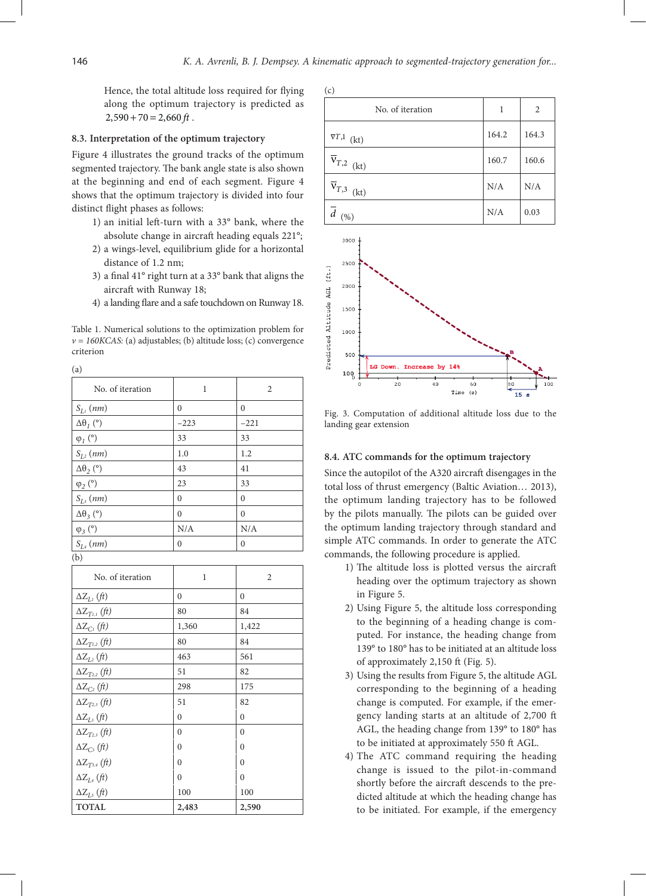Hence, the total altitude loss required for flying along the optimum trajectory is predicted as $2{,}590 + 70 = 2{,}660\,ft$ .

### 8.3. Interpretation of the optimum trajectory

Figure 4 illustrates the ground tracks of the optimum segmented trajectory. The bank angle state is also shown at the beginning and end of each segment. Figure 4 shows that the optimum trajectory is divided into four distinct flight phases as follows:

1) an initial left-turn with a 33° bank, where the absolute change in aircraft heading equals 221°;
2) a wings-level, equilibrium glide for a horizontal distance of 1.2 nm;
3) a final 41° right turn at a 33° bank that aligns the aircraft with Runway 18;
4) a landing flare and a safe touchdown on Runway 18.

Table 1. Numerical solutions to the optimization problem for *v = 160KCAS:* (a) adjustables; (b) altitude loss; (c) convergence criterion

(a)

| No. of iteration | 1 | 2 |
|---|---|---|
| $S_{L_1}$ (*nm*) | 0 | 0 |
| $\Delta\theta_1$ (°) | −223 | −221 |
| $\varphi_1$ (°) | 33 | 33 |
| $S_{L_2}$ (*nm*) | 1.0 | 1.2 |
| $\Delta\theta_2$ (°) | 43 | 41 |
| $\varphi_2$ (°) | 23 | 33 |
| $S_{L_3}$ (*nm*) | 0 | 0 |
| $\Delta\theta_3$ (°) | 0 | 0 |
| $\varphi_3$ (°) | N/A | N/A |
| $S_{L_4}$ (*nm*) | 0 | 0 |

(b)

| No. of iteration | 1 | 2 |
|---|---|---|
| $\Delta Z_{L_1}$ (*ft*) | 0 | 0 |
| $\Delta Z_{T_{1,1}}$ (*ft*) | 80 | 84 |
| $\Delta Z_{C_1}$ (*ft*) | 1,360 | 1,422 |
| $\Delta Z_{T_{1,2}}$ (*ft*) | 80 | 84 |
| $\Delta Z_{L_2}$ (*ft*) | 463 | 561 |
| $\Delta Z_{T_{2,2}}$ (*ft*) | 51 | 82 |
| $\Delta Z_{C_2}$ (*ft*) | 298 | 175 |
| $\Delta Z_{T_{2,3}}$ (*ft*) | 51 | 82 |
| $\Delta Z_{L_3}$ (*ft*) | 0 | 0 |
| $\Delta Z_{T_{2,3}}$ (*ft*) | 0 | 0 |
| $\Delta Z_{C_3}$ (*ft*) | 0 | 0 |
| $\Delta Z_{T_{3,4}}$ (*ft*) | 0 | 0 |
| $\Delta Z_{L_4}$ (*ft*) | 0 | 0 |
| $\Delta Z_{L_5}$ (*ft*) | 100 | 100 |
| **TOTAL** | 2,483 | 2,590 |

(c)

| No. of iteration | 1 | 2 |
|---|---|---|
| $\overline{v}_{T,1}$ (kt) | 164.2 | 164.3 |
| $\overline{v}_{T,2}$ (kt) | 160.7 | 160.6 |
| $\overline{v}_{T,3}$ (kt) | N/A | N/A |
| $\overline{d}$ (%) | N/A | 0.03 |

Fig. 3. Computation of additional altitude loss due to the landing gear extension

### 8.4. ATC commands for the optimum trajectory

Since the autopilot of the A320 aircraft disengages in the total loss of thrust emergency (Baltic Aviation… 2013), the optimum landing trajectory has to be followed by the pilots manually. The pilots can be guided over the optimum landing trajectory through standard and simple ATC commands. In order to generate the ATC commands, the following procedure is applied.

1) The altitude loss is plotted versus the aircraft heading over the optimum trajectory as shown in Figure 5.
2) Using Figure 5, the altitude loss corresponding to the beginning of a heading change is computed. For instance, the heading change from 139° to 180° has to be initiated at an altitude loss of approximately 2,150 ft (Fig. 5).
3) Using the results from Figure 5, the altitude AGL corresponding to the beginning of a heading change is computed. For example, if the emergency landing starts at an altitude of 2,700 ft AGL, the heading change from 139° to 180° has to be initiated at approximately 550 ft AGL.
4) The ATC command requiring the heading change is issued to the pilot-in-command shortly before the aircraft descends to the predicted altitude at which the heading change has to be initiated. For example, if the emergency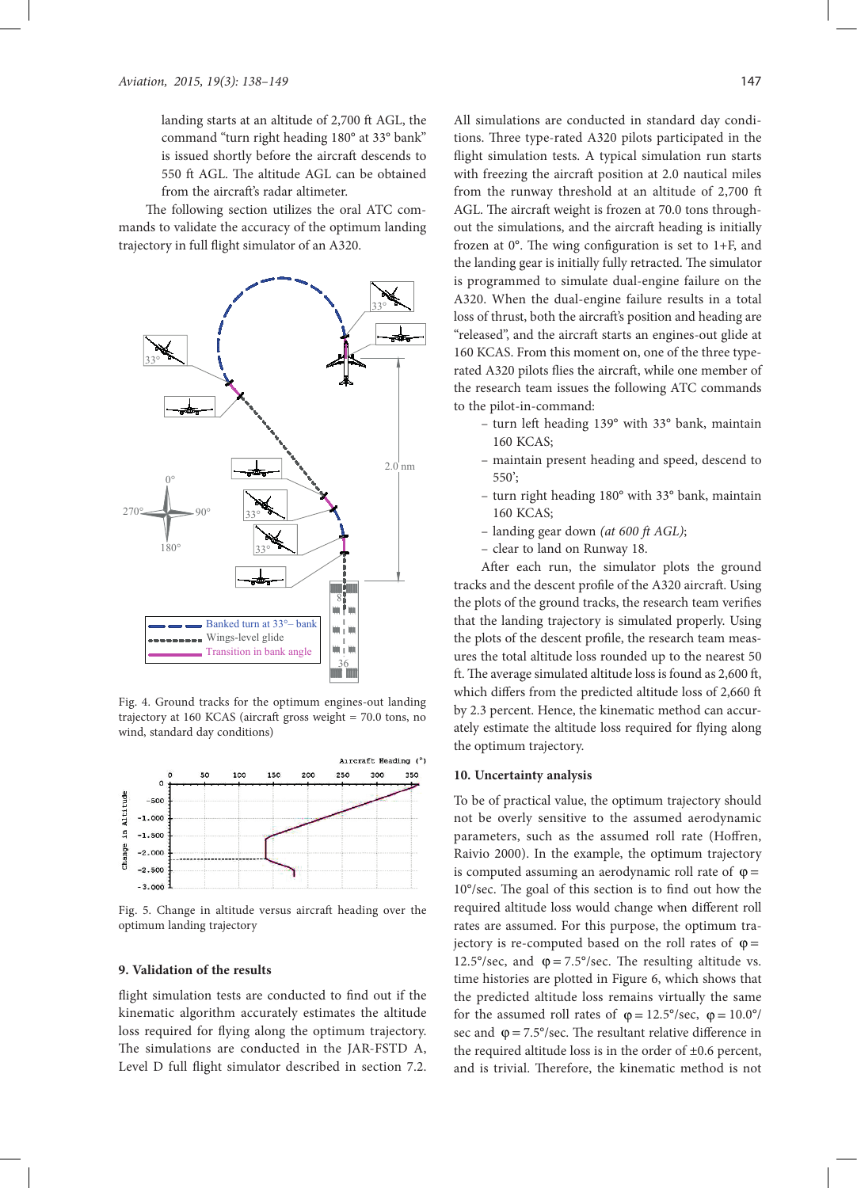landing starts at an altitude of 2,700 ft AGL, the command "turn right heading 180° at 33° bank" is issued shortly before the aircraft descends to 550 ft AGL. The altitude AGL can be obtained from the aircraft's radar altimeter.

The following section utilizes the oral ATC commands to validate the accuracy of the optimum landing trajectory in full flight simulator of an A320.

Fig. 4. Ground tracks for the optimum engines-out landing trajectory at 160 KCAS (aircraft gross weight = 70.0 tons, no wind, standard day conditions)

Fig. 5. Change in altitude versus aircraft heading over the optimum landing trajectory

## 9. Validation of the results

flight simulation tests are conducted to find out if the kinematic algorithm accurately estimates the altitude loss required for flying along the optimum trajectory. The simulations are conducted in the JAR-FSTD A, Level D full flight simulator described in section 7.2. All simulations are conducted in standard day conditions. Three type-rated A320 pilots participated in the flight simulation tests. A typical simulation run starts with freezing the aircraft position at 2.0 nautical miles from the runway threshold at an altitude of 2,700 ft AGL. The aircraft weight is frozen at 70.0 tons throughout the simulations, and the aircraft heading is initially frozen at 0°. The wing configuration is set to 1+F, and the landing gear is initially fully retracted. The simulator is programmed to simulate dual-engine failure on the A320. When the dual-engine failure results in a total loss of thrust, both the aircraft's position and heading are "released", and the aircraft starts an engines-out glide at 160 KCAS. From this moment on, one of the three type-rated A320 pilots flies the aircraft, while one member of the research team issues the following ATC commands to the pilot-in-command:

- turn left heading 139° with 33° bank, maintain 160 KCAS;
- maintain present heading and speed, descend to 550';
- turn right heading 180° with 33° bank, maintain 160 KCAS;
- landing gear down *(at 600 ft AGL)*;
- clear to land on Runway 18.

After each run, the simulator plots the ground tracks and the descent profile of the A320 aircraft. Using the plots of the ground tracks, the research team verifies that the landing trajectory is simulated properly. Using the plots of the descent profile, the research team measures the total altitude loss rounded up to the nearest 50 ft. The average simulated altitude loss is found as 2,600 ft, which differs from the predicted altitude loss of 2,660 ft by 2.3 percent. Hence, the kinematic method can accurately estimate the altitude loss required for flying along the optimum trajectory.

## 10. Uncertainty analysis

To be of practical value, the optimum trajectory should not be overly sensitive to the assumed aerodynamic parameters, such as the assumed roll rate (Hoffren, Raivio 2000). In the example, the optimum trajectory is computed assuming an aerodynamic roll rate of $\varphi = 10°/\text{sec}$. The goal of this section is to find out how the required altitude loss would change when different roll rates are assumed. For this purpose, the optimum trajectory is re-computed based on the roll rates of $\varphi = 12.5°/\text{sec}$, and $\varphi = 7.5°/\text{sec}$. The resulting altitude vs. time histories are plotted in Figure 6, which shows that the predicted altitude loss remains virtually the same for the assumed roll rates of $\varphi = 12.5°/\text{sec}$, $\varphi = 10.0°/\text{sec}$ and $\varphi = 7.5°/\text{sec}$. The resultant relative difference in the required altitude loss is in the order of ±0.6 percent, and is trivial. Therefore, the kinematic method is not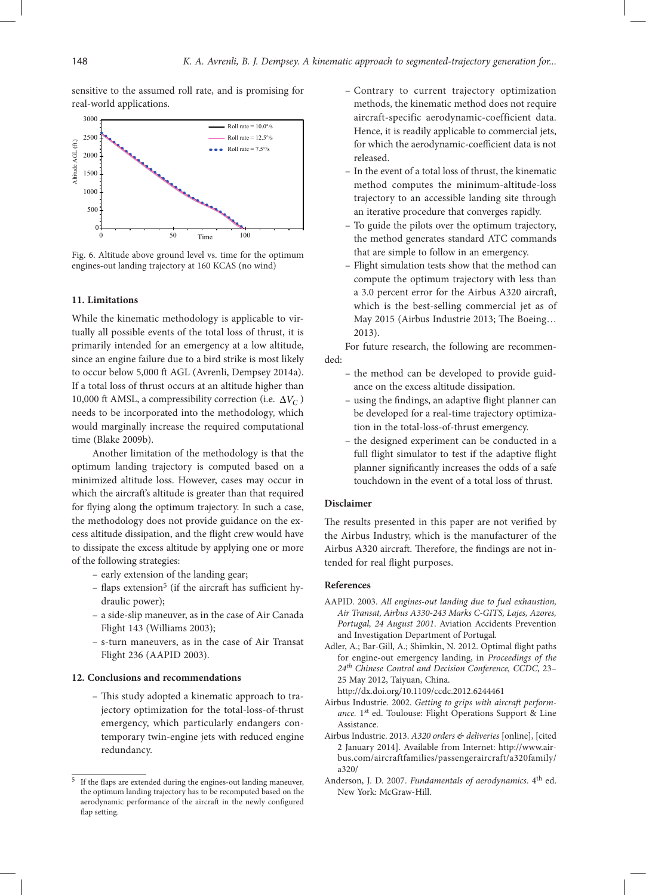sensitive to the assumed roll rate, and is promising for real-world applications.

Fig. 6. Altitude above ground level vs. time for the optimum engines-out landing trajectory at 160 KCAS (no wind)

## 11. Limitations

While the kinematic methodology is applicable to virtually all possible events of the total loss of thrust, it is primarily intended for an emergency at a low altitude, since an engine failure due to a bird strike is most likely to occur below 5,000 ft AGL (Avrenli, Dempsey 2014a). If a total loss of thrust occurs at an altitude higher than 10,000 ft AMSL, a compressibility correction (i.e. $\Delta V_C$ ) needs to be incorporated into the methodology, which would marginally increase the required computational time (Blake 2009b).

Another limitation of the methodology is that the optimum landing trajectory is computed based on a minimized altitude loss. However, cases may occur in which the aircraft's altitude is greater than that required for flying along the optimum trajectory. In such a case, the methodology does not provide guidance on the excess altitude dissipation, and the flight crew would have to dissipate the excess altitude by applying one or more of the following strategies:

- early extension of the landing gear;
- flaps extension[5] (if the aircraft has sufficient hydraulic power);
- a side-slip maneuver, as in the case of Air Canada Flight 143 (Williams 2003);
- s-turn maneuvers, as in the case of Air Transat Flight 236 (AAPID 2003).

## 12. Conclusions and recommendations

- This study adopted a kinematic approach to trajectory optimization for the total-loss-of-thrust emergency, which particularly endangers contemporary twin-engine jets with reduced engine redundancy.
- Contrary to current trajectory optimization methods, the kinematic method does not require aircraft-specific aerodynamic-coefficient data. Hence, it is readily applicable to commercial jets, for which the aerodynamic-coefficient data is not released.
- In the event of a total loss of thrust, the kinematic method computes the minimum-altitude-loss trajectory to an accessible landing site through an iterative procedure that converges rapidly.
- To guide the pilots over the optimum trajectory, the method generates standard ATC commands that are simple to follow in an emergency.
- Flight simulation tests show that the method can compute the optimum trajectory with less than a 3.0 percent error for the Airbus A320 aircraft, which is the best-selling commercial jet as of May 2015 (Airbus Industrie 2013; The Boeing… 2013).

For future research, the following are recommended:

- the method can be developed to provide guidance on the excess altitude dissipation.
- using the findings, an adaptive flight planner can be developed for a real-time trajectory optimization in the total-loss-of-thrust emergency.
- the designed experiment can be conducted in a full flight simulator to test if the adaptive flight planner significantly increases the odds of a safe touchdown in the event of a total loss of thrust.

## Disclaimer

The results presented in this paper are not verified by the Airbus Industry, which is the manufacturer of the Airbus A320 aircraft. Therefore, the findings are not intended for real flight purposes.

## References

AAPID. 2003. *All engines-out landing due to fuel exhaustion, Air Transat, Airbus A330-243 Marks C-GITS, Lajes, Azores, Portugal, 24 August 2001*. Aviation Accidents Prevention and Investigation Department of Portugal.

Adler, A.; Bar-Gill, A.; Shimkin, N. 2012. Optimal flight paths for engine-out emergency landing, in *Proceedings of the 24th Chinese Control and Decision Conference, CCDC,* 23–25 May 2012, Taiyuan, China. http://dx.doi.org/10.1109/ccdc.2012.6244461

Airbus Industrie. 2002. *Getting to grips with aircraft performance.* 1st ed. Toulouse: Flight Operations Support & Line Assistance.

Airbus Industrie. 2013. *A320 orders & deliveries* [online], [cited 2 January 2014]. Available from Internet: http://www.airbus.com/aircraftfamilies/passengeraircraft/a320family/a320/

Anderson, J. D. 2007. *Fundamentals of aerodynamics*. 4th ed. New York: McGraw-Hill.

---

[5] If the flaps are extended during the engines-out landing maneuver, the optimum landing trajectory has to be recomputed based on the aerodynamic performance of the aircraft in the newly configured flap setting.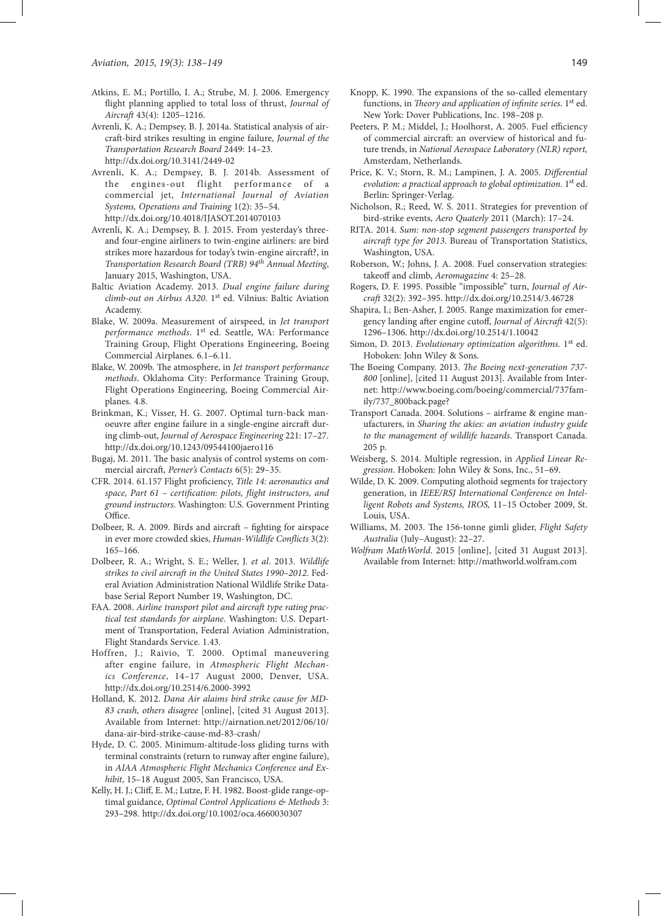Atkins, E. M.; Portillo, I. A.; Strube, M. J. 2006. Emergency flight planning applied to total loss of thrust, *Journal of Aircraft* 43(4): 1205–1216.

Avrenli, K. A.; Dempsey, B. J. 2014a. Statistical analysis of aircraft-bird strikes resulting in engine failure, *Journal of the Transportation Research Board* 2449: 14–23. http://dx.doi.org/10.3141/2449-02

Avrenli, K. A.; Dempsey, B. J. 2014b. Assessment of the engines-out flight performance of a commercial jet, *International Journal of Aviation Systems, Operations and Training* 1(2): 35–54. http://dx.doi.org/10.4018/IJASOT.2014070103

Avrenli, K. A.; Dempsey, B. J. 2015. From yesterday's three- and four-engine airliners to twin-engine airliners: are bird strikes more hazardous for today's twin-engine aircraft?, in *Transportation Research Board (TRB) 94th Annual Meeting*, January 2015, Washington, USA.

Baltic Aviation Academy. 2013. *Dual engine failure during climb-out on Airbus A320*. 1st ed. Vilnius: Baltic Aviation Academy.

Blake, W. 2009a. Measurement of airspeed, in *Jet transport performance methods*. 1st ed. Seattle, WA: Performance Training Group, Flight Operations Engineering, Boeing Commercial Airplanes. 6.1–6.11.

Blake, W. 2009b. The atmosphere, in *Jet transport performance methods*. Oklahoma City: Performance Training Group, Flight Operations Engineering, Boeing Commercial Airplanes. 4.8.

Brinkman, K.; Visser, H. G. 2007. Optimal turn-back manoeuvre after engine failure in a single-engine aircraft during climb-out, *Journal of Aerospace Engineering* 221: 17–27. http://dx.doi.org/10.1243/09544100jaero116

Bugaj, M. 2011. The basic analysis of control systems on commercial aircraft, *Perner's Contacts* 6(5): 29–35.

CFR. 2014. 61.157 Flight proficiency, *Title 14: aeronautics and space, Part 61 – certification: pilots, flight instructors, and ground instructors*. Washington: U.S. Government Printing Office.

Dolbeer, R. A. 2009. Birds and aircraft – fighting for airspace in ever more crowded skies, *Human-Wildlife Conflicts* 3(2): 165–166.

Dolbeer, R. A.; Wright, S. E.; Weller, J. *et al.* 2013. *Wildlife strikes to civil aircraft in the United States 1990–2012*. Federal Aviation Administration National Wildlife Strike Database Serial Report Number 19, Washington, DC.

FAA. 2008. *Airline transport pilot and aircraft type rating practical test standards for airplane*. Washington: U.S. Department of Transportation, Federal Aviation Administration, Flight Standards Service. 1.43.

Hoffren, J.; Raivio, T. 2000. Optimal maneuvering after engine failure, in *Atmospheric Flight Mechanics Conference*, 14–17 August 2000, Denver, USA. http://dx.doi.org/10.2514/6.2000-3992

Holland, K. 2012. *Dana Air alaims bird strike cause for MD-83 crash, others disagree* [online], [cited 31 August 2013]. Available from Internet: http://airnation.net/2012/06/10/dana-air-bird-strike-cause-md-83-crash/

Hyde, D. C. 2005. Minimum-altitude-loss gliding turns with terminal constraints (return to runway after engine failure), in *AIAA Atmospheric Flight Mechanics Conference and Exhibit*, 15–18 August 2005, San Francisco, USA.

Kelly, H. J.; Cliff, E. M.; Lutze, F. H. 1982. Boost-glide range-optimal guidance, *Optimal Control Applications & Methods* 3: 293–298. http://dx.doi.org/10.1002/oca.4660030307

Knopp, K. 1990. The expansions of the so-called elementary functions, in *Theory and application of infinite series*. 1st ed. New York: Dover Publications, Inc. 198–208 p.

Peeters, P. M.; Middel, J.; Hoolhorst, A. 2005. Fuel efficiency of commercial aircraft: an overview of historical and future trends, in *National Aerospace Laboratory (NLR) report*, Amsterdam, Netherlands.

Price, K. V.; Storn, R. M.; Lampinen, J. A. 2005. *Differential evolution: a practical approach to global optimization*. 1st ed. Berlin: Springer-Verlag.

Nicholson, R.; Reed, W. S. 2011. Strategies for prevention of bird-strike events, *Aero Quaterly* 2011 (March): 17–24.

RITA. 2014. *Sum: non-stop segment passengers transported by aircraft type for 2013*. Bureau of Transportation Statistics, Washington, USA.

Roberson, W.; Johns, J. A. 2008. Fuel conservation strategies: takeoff and climb, *Aeromagazine* 4: 25–28.

Rogers, D. F. 1995. Possible "impossible" turn, *Journal of Aircraft* 32(2): 392–395. http://dx.doi.org/10.2514/3.46728

Shapira, I.; Ben-Asher, J. 2005. Range maximization for emergency landing after engine cutoff, *Journal of Aircraft* 42(5): 1296–1306. http://dx.doi.org/10.2514/1.10042

Simon, D. 2013. *Evolutionary optimization algorithms*. 1st ed. Hoboken: John Wiley & Sons.

The Boeing Company. 2013. *The Boeing next-generation 737-800* [online], [cited 11 August 2013]. Available from Internet: http://www.boeing.com/boeing/commercial/737family/737_800back.page?

Transport Canada. 2004. Solutions – airframe & engine manufacturers, in *Sharing the akies: an aviation industry guide to the management of wildlife hazards*. Transport Canada. 205 p.

Weisberg, S. 2014. Multiple regression, in *Applied Linear Regression*. Hoboken: John Wiley & Sons, Inc., 51–69.

Wilde, D. K. 2009. Computing alothoid segments for trajectory generation, in *IEEE/RSJ International Conference on Intelligent Robots and Systems, IROS,* 11–15 October 2009, St. Louis, USA.

Williams, M. 2003. The 156-tonne gimli glider, *Flight Safety Australia* (July–August): 22–27.

*Wolfram MathWorld*. 2015 [online], [cited 31 August 2013]. Available from Internet: http://mathworld.wolfram.com